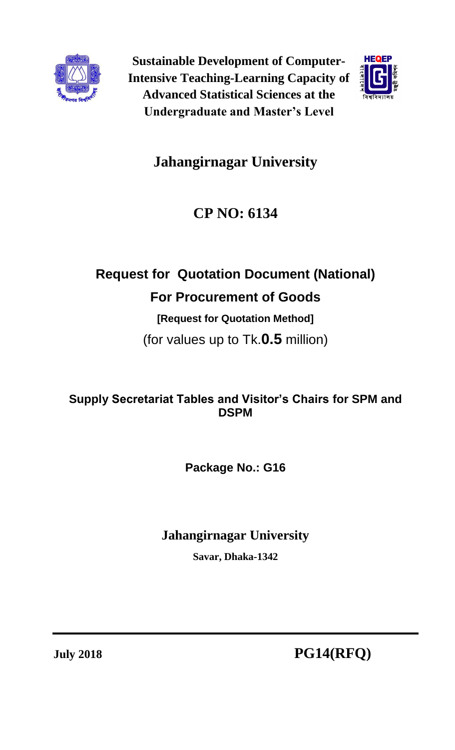**Sustainable Development of Computer-Intensive Teaching-Learning Capacity of Advanced Statistical Sciences at the Undergraduate and Master's Level**

# Jahangirnagar University

# CP NO: 6134

## Request for Quotation Document (National)

## For Procurement of Goods

**[Request for Quotation Method]**

(for values up to Tk.**0.5** million)

### Supply Secretariat Tables and Visitor's Chairs for SPM and DSPM

**Package No.: G16**

### Jahangirnagar University

**Savar, Dhaka-1342**

---

**July 2018** **PG14(RFQ)**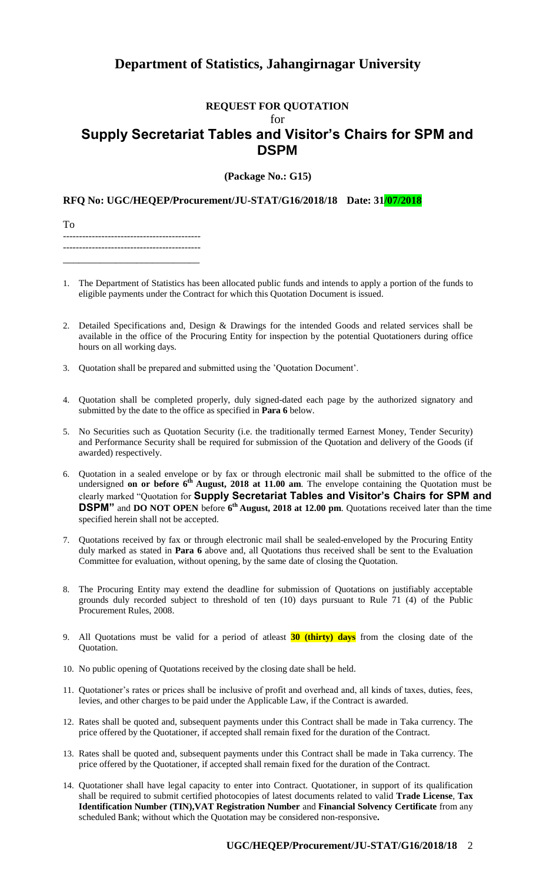# Department of Statistics, Jahangirnagar University

**REQUEST FOR QUOTATION**

for

## Supply Secretariat Tables and Visitor's Chairs for SPM and DSPM

**(Package No.: G15)**

**RFQ No: UGC/HEQEP/Procurement/JU-STAT/G16/2018/18 Date: 31/07/2018**

To

-------------------------------------------

-------------------------------------------

_______________________________

1. The Department of Statistics has been allocated public funds and intends to apply a portion of the funds to eligible payments under the Contract for which this Quotation Document is issued.

2. Detailed Specifications and, Design & Drawings for the intended Goods and related services shall be available in the office of the Procuring Entity for inspection by the potential Quotationers during office hours on all working days.

3. Quotation shall be prepared and submitted using the 'Quotation Document'.

4. Quotation shall be completed properly, duly signed-dated each page by the authorized signatory and submitted by the date to the office as specified in **Para 6** below.

5. No Securities such as Quotation Security (i.e. the traditionally termed Earnest Money, Tender Security) and Performance Security shall be required for submission of the Quotation and delivery of the Goods (if awarded) respectively.

6. Quotation in a sealed envelope or by fax or through electronic mail shall be submitted to the office of the undersigned **on or before 6th August, 2018 at 11.00 am**. The envelope containing the Quotation must be clearly marked "Quotation for **Supply Secretariat Tables and Visitor's Chairs for SPM and DSPM"** and **DO NOT OPEN** before **6th August, 2018 at 12.00 pm**. Quotations received later than the time specified herein shall not be accepted.

7. Quotations received by fax or through electronic mail shall be sealed-enveloped by the Procuring Entity duly marked as stated in **Para 6** above and, all Quotations thus received shall be sent to the Evaluation Committee for evaluation, without opening, by the same date of closing the Quotation.

8. The Procuring Entity may extend the deadline for submission of Quotations on justifiably acceptable grounds duly recorded subject to threshold of ten (10) days pursuant to Rule 71 (4) of the Public Procurement Rules, 2008.

9. All Quotations must be valid for a period of atleast **30 (thirty) days** from the closing date of the Quotation.

10. No public opening of Quotations received by the closing date shall be held.

11. Quotationer's rates or prices shall be inclusive of profit and overhead and, all kinds of taxes, duties, fees, levies, and other charges to be paid under the Applicable Law, if the Contract is awarded.

12. Rates shall be quoted and, subsequent payments under this Contract shall be made in Taka currency. The price offered by the Quotationer, if accepted shall remain fixed for the duration of the Contract.

13. Rates shall be quoted and, subsequent payments under this Contract shall be made in Taka currency. The price offered by the Quotationer, if accepted shall remain fixed for the duration of the Contract.

14. Quotationer shall have legal capacity to enter into Contract. Quotationer, in support of its qualification shall be required to submit certified photocopies of latest documents related to valid **Trade License**, **Tax Identification Number (TIN),VAT Registration Number** and **Financial Solvency Certificate** from any scheduled Bank; without which the Quotation may be considered non-responsive**.**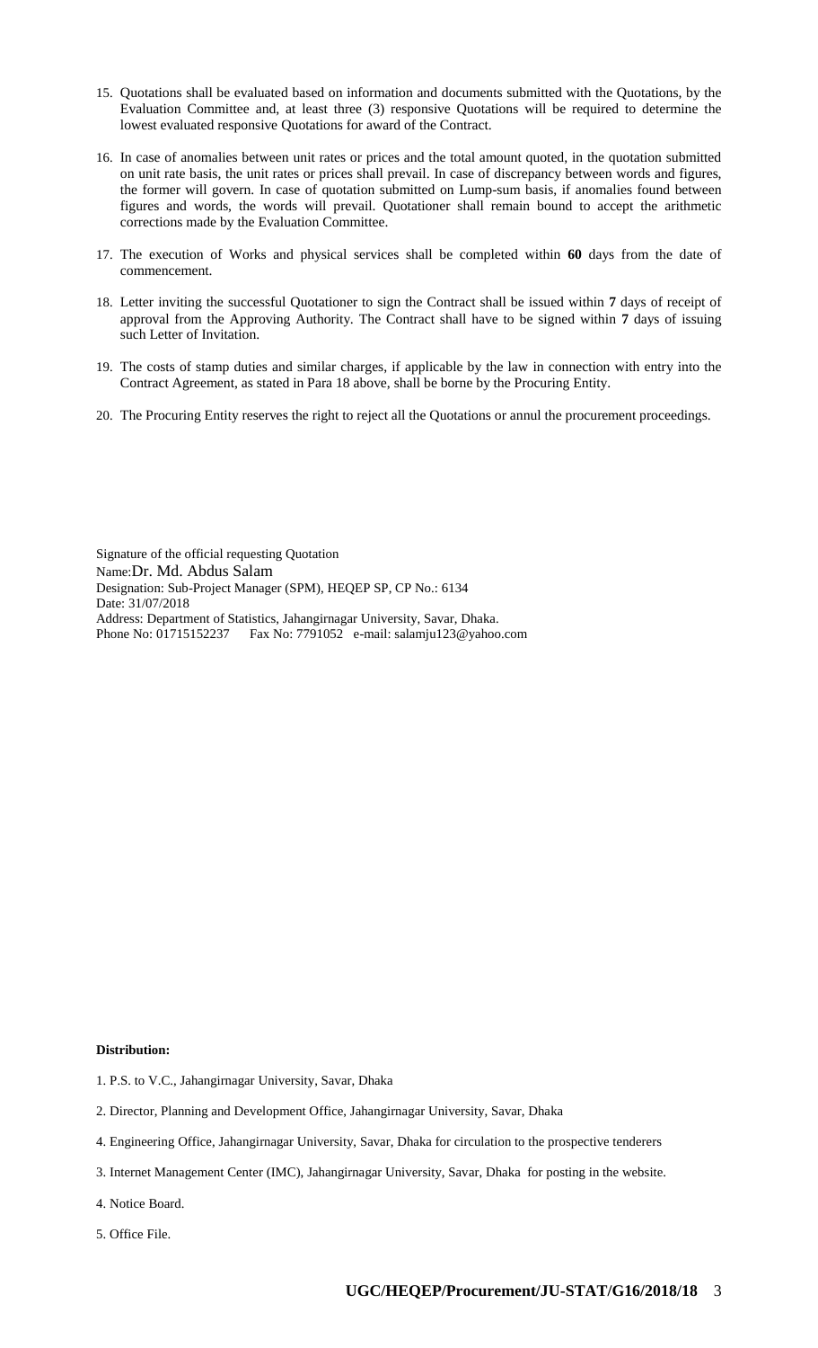15. Quotations shall be evaluated based on information and documents submitted with the Quotations, by the Evaluation Committee and, at least three (3) responsive Quotations will be required to determine the lowest evaluated responsive Quotations for award of the Contract.

16. In case of anomalies between unit rates or prices and the total amount quoted, in the quotation submitted on unit rate basis, the unit rates or prices shall prevail. In case of discrepancy between words and figures, the former will govern. In case of quotation submitted on Lump-sum basis, if anomalies found between figures and words, the words will prevail. Quotationer shall remain bound to accept the arithmetic corrections made by the Evaluation Committee.

17. The execution of Works and physical services shall be completed within **60** days from the date of commencement.

18. Letter inviting the successful Quotationer to sign the Contract shall be issued within **7** days of receipt of approval from the Approving Authority. The Contract shall have to be signed within **7** days of issuing such Letter of Invitation.

19. The costs of stamp duties and similar charges, if applicable by the law in connection with entry into the Contract Agreement, as stated in Para 18 above, shall be borne by the Procuring Entity.

20. The Procuring Entity reserves the right to reject all the Quotations or annul the procurement proceedings.

Signature of the official requesting Quotation
Name:Dr. Md. Abdus Salam
Designation: Sub-Project Manager (SPM), HEQEP SP, CP No.: 6134
Date: 31/07/2018
Address: Department of Statistics, Jahangirnagar University, Savar, Dhaka.
Phone No: 01715152237 Fax No: 7791052 e-mail: salamju123@yahoo.com

**Distribution:**

1. P.S. to V.C., Jahangirnagar University, Savar, Dhaka

2. Director, Planning and Development Office, Jahangirnagar University, Savar, Dhaka

4. Engineering Office, Jahangirnagar University, Savar, Dhaka for circulation to the prospective tenderers

3. Internet Management Center (IMC), Jahangirnagar University, Savar, Dhaka for posting in the website.

4. Notice Board.

5. Office File.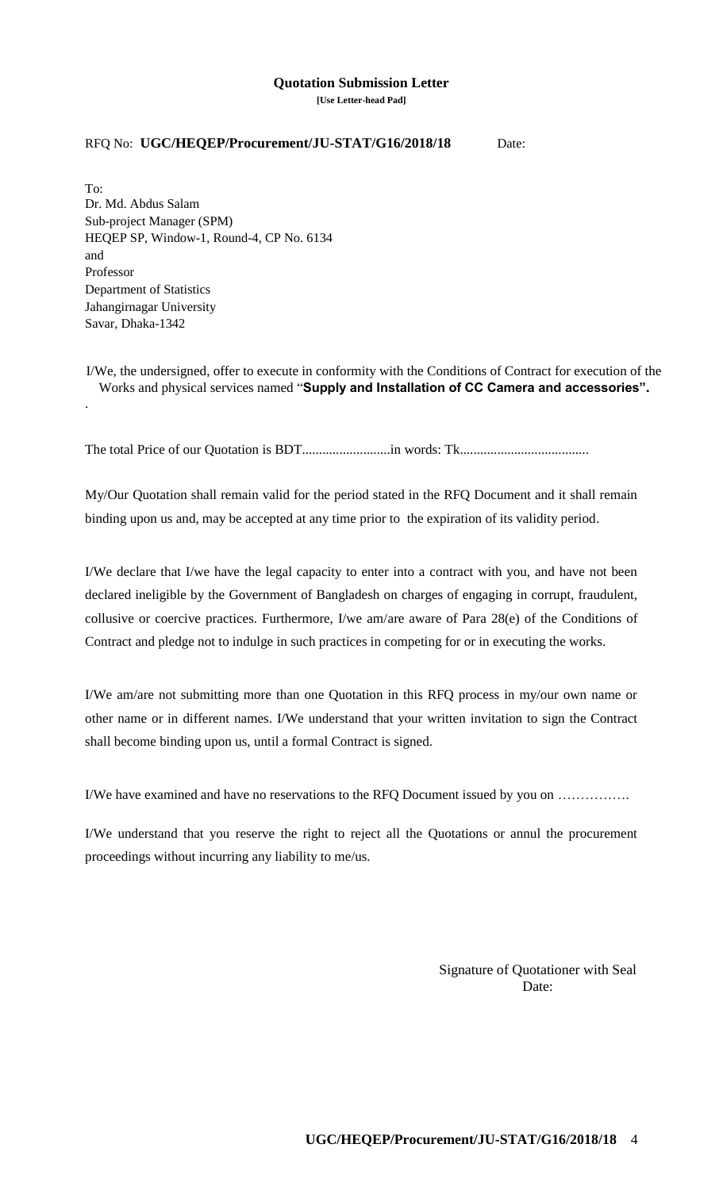**Quotation Submission Letter**

**[Use Letter-head Pad]**

RFQ No: **UGC/HEQEP/Procurement/JU-STAT/G16/2018/18** Date:

To:
Dr. Md. Abdus Salam
Sub-project Manager (SPM)
HEQEP SP, Window-1, Round-4, CP No. 6134
and
Professor
Department of Statistics
Jahangirnagar University
Savar, Dhaka-1342

I/We, the undersigned, offer to execute in conformity with the Conditions of Contract for execution of the Works and physical services named "**Supply and Installation of CC Camera and accessories".**

.

The total Price of our Quotation is BDT..........................in words: Tk......................................

My/Our Quotation shall remain valid for the period stated in the RFQ Document and it shall remain binding upon us and, may be accepted at any time prior to the expiration of its validity period.

I/We declare that I/we have the legal capacity to enter into a contract with you, and have not been declared ineligible by the Government of Bangladesh on charges of engaging in corrupt, fraudulent, collusive or coercive practices. Furthermore, I/we am/are aware of Para 28(e) of the Conditions of Contract and pledge not to indulge in such practices in competing for or in executing the works.

I/We am/are not submitting more than one Quotation in this RFQ process in my/our own name or other name or in different names. I/We understand that your written invitation to sign the Contract shall become binding upon us, until a formal Contract is signed.

I/We have examined and have no reservations to the RFQ Document issued by you on …………….

I/We understand that you reserve the right to reject all the Quotations or annul the procurement proceedings without incurring any liability to me/us.

Signature of Quotationer with Seal
Date: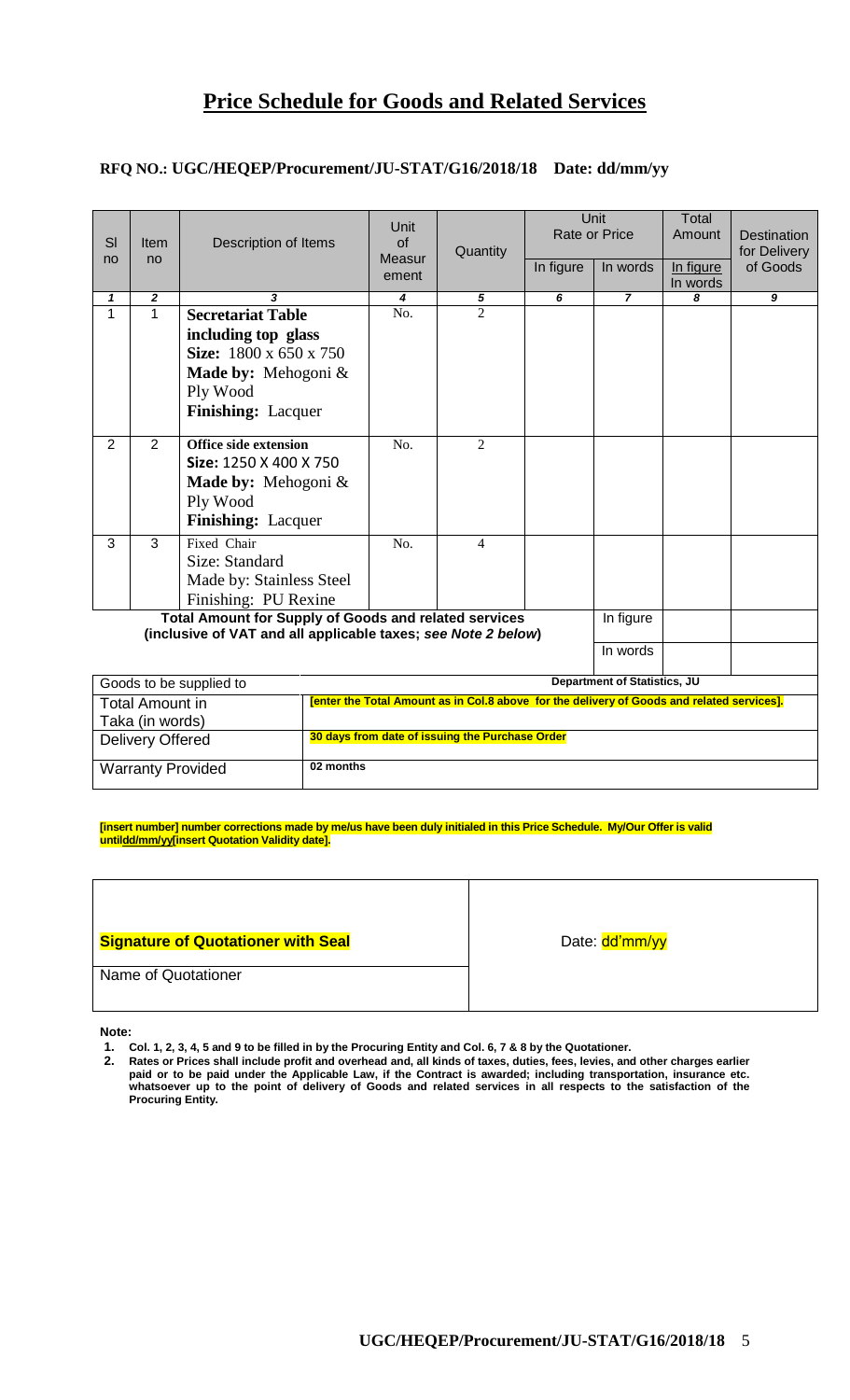# Price Schedule for Goods and Related Services

**RFQ NO.: UGC/HEQEP/Procurement/JU-STAT/G16/2018/18 Date: dd/mm/yy**

| Sl no | Item no | Description of Items | Unit of Measurement | Quantity | Unit Rate or Price | | Total Amount | Destination for Delivery of Goods |
|---|---|---|---|---|---|---|---|---|
| | | | | | In figure | In words | In figure In words | |
| *1* | *2* | *3* | *4* | *5* | *6* | *7* | *8* | *9* |
| 1 | 1 | **Secretariat Table including top glass** **Size:** 1800 x 650 x 750 **Made by:** Mehogoni & Ply Wood **Finishing:** Lacquer | No. | 2 | | | | |
| 2 | 2 | **Office side extension** **Size:** 1250 X 400 X 750 **Made by:** Mehogoni & Ply Wood **Finishing:** Lacquer | No. | 2 | | | | |
| 3 | 3 | Fixed Chair Size: Standard Made by: Stainless Steel Finishing: PU Rexine | No. | 4 | | | | |
| **Total Amount for Supply of Goods and related services (inclusive of VAT and all applicable taxes; *see Note 2 below*)** | | | | | | In figure | | |
| | | | | | | In words | | |

| | |
|---|---|
| Goods to be supplied to | **Department of Statistics, JU** |
| Total Amount in Taka (in words) | **[enter the Total Amount as in Col.8 above for the delivery of Goods and related services].** |
| Delivery Offered | **30 days from date of issuing the Purchase Order** |
| Warranty Provided | **02 months** |

**[insert number] number corrections made by me/us have been duly initialed in this Price Schedule. My/Our Offer is valid until<u>dd/mm/yy</u>[insert Quotation Validity date].**

| | |
|---|---|
| **Signature of Quotationer with Seal** | Date: dd'mm/yy |
| Name of Quotationer | |

**Note:**

1. **Col. 1, 2, 3, 4, 5 and 9 to be filled in by the Procuring Entity and Col. 6, 7 & 8 by the Quotationer.**
2. **Rates or Prices shall include profit and overhead and, all kinds of taxes, duties, fees, levies, and other charges earlier paid or to be paid under the Applicable Law, if the Contract is awarded; including transportation, insurance etc. whatsoever up to the point of delivery of Goods and related services in all respects to the satisfaction of the Procuring Entity.**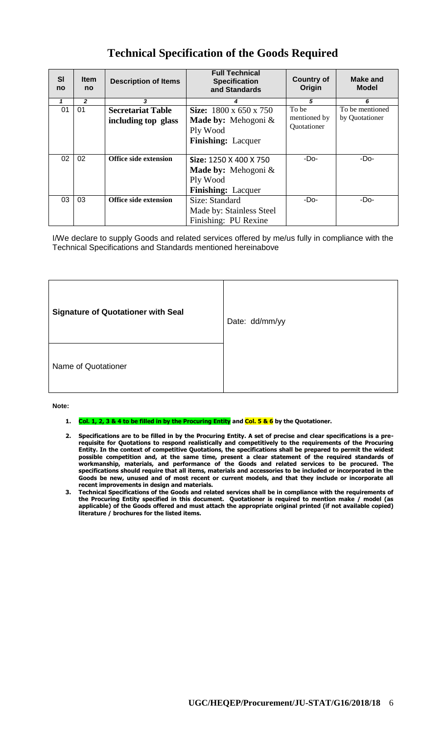# Technical Specification of the Goods Required

| Sl no | Item no | Description of Items | Full Technical Specification and Standards | Country of Origin | Make and Model |
|---|---|---|---|---|---|
| *1* | *2* | *3* | *4* | *5* | *6* |
| 01 | 01 | **Secretariat Table including top glass** | **Size:** 1800 x 650 x 750 <br> **Made by:** Mehogoni & Ply Wood <br> **Finishing:** Lacquer | To be mentioned by Quotationer | To be mentioned by Quotationer |
| 02 | 02 | **Office side extension** | **Size:** 1250 X 400 X 750 <br> **Made by:** Mehogoni & Ply Wood <br> **Finishing:** Lacquer | -Do- | -Do- |
| 03 | 03 | **Office side extension** | Size: Standard <br> Made by: Stainless Steel <br> Finishing: PU Rexine | -Do- | -Do- |

I/We declare to supply Goods and related services offered by me/us fully in compliance with the Technical Specifications and Standards mentioned hereinabove

| **Signature of Quotationer with Seal** | Date: dd/mm/yy |
|---|---|
| Name of Quotationer | |

**Note:**

1. **Col. 1, 2, 3 & 4 to be filled in by the Procuring Entity and Col. 5 & 6 by the Quotationer.**
2. **Specifications are to be filled in by the Procuring Entity. A set of precise and clear specifications is a pre-requisite for Quotations to respond realistically and competitively to the requirements of the Procuring Entity. In the context of competitive Quotations, the specifications shall be prepared to permit the widest possible competition and, at the same time, present a clear statement of the required standards of workmanship, materials, and performance of the Goods and related services to be procured. The specifications should require that all items, materials and accessories to be included or incorporated in the Goods be new, unused and of most recent or current models, and that they include or incorporate all recent improvements in design and materials.**
3. **Technical Specifications of the Goods and related services shall be in compliance with the requirements of the Procuring Entity specified in this document. Quotationer is required to mention make / model (as applicable) of the Goods offered and must attach the appropriate original printed (if not available copied) literature / brochures for the listed items.**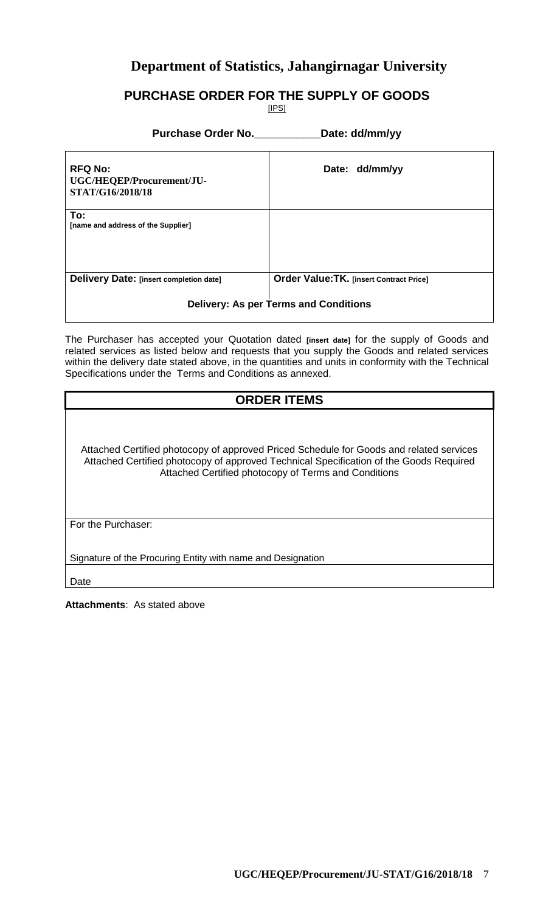# Department of Statistics, Jahangirnagar University

## PURCHASE ORDER FOR THE SUPPLY OF GOODS

[IPS]

**Purchase Order No.___________Date: dd/mm/yy**

| **RFQ No:** **UGC/HEQEP/Procurement/JU-STAT/G16/2018/18** | **Date: dd/mm/yy** |
|---|---|
| **To:** **[name and address of the Supplier]** | |
| **Delivery Date: [insert completion date]** | **Order Value:TK. [insert Contract Price]** |
| **Delivery: As per Terms and Conditions** | |

The Purchaser has accepted your Quotation dated **[insert date]** for the supply of Goods and related services as listed below and requests that you supply the Goods and related services within the delivery date stated above, in the quantities and units in conformity with the Technical Specifications under the Terms and Conditions as annexed.

| **ORDER ITEMS** |
|---|
| Attached Certified photocopy of approved Priced Schedule for Goods and related services<br>Attached Certified photocopy of approved Technical Specification of the Goods Required<br>Attached Certified photocopy of Terms and Conditions |
| For the Purchaser:<br><br>Signature of the Procuring Entity with name and Designation |
| Date |

**Attachments**: As stated above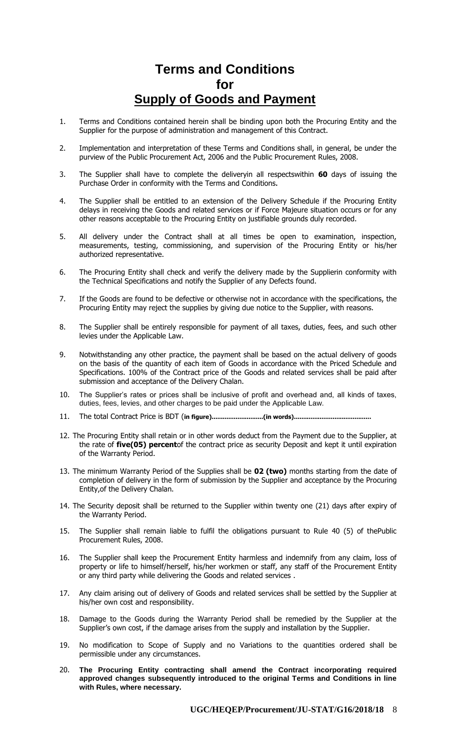# Terms and Conditions for Supply of Goods and Payment

1. Terms and Conditions contained herein shall be binding upon both the Procuring Entity and the Supplier for the purpose of administration and management of this Contract.

2. Implementation and interpretation of these Terms and Conditions shall, in general, be under the purview of the Public Procurement Act, 2006 and the Public Procurement Rules, 2008.

3. The Supplier shall have to complete the deliveryin all respectswithin **60** days of issuing the Purchase Order in conformity with the Terms and Conditions**.**

4. The Supplier shall be entitled to an extension of the Delivery Schedule if the Procuring Entity delays in receiving the Goods and related services or if Force Majeure situation occurs or for any other reasons acceptable to the Procuring Entity on justifiable grounds duly recorded.

5. All delivery under the Contract shall at all times be open to examination, inspection, measurements, testing, commissioning, and supervision of the Procuring Entity or his/her authorized representative.

6. The Procuring Entity shall check and verify the delivery made by the Supplierin conformity with the Technical Specifications and notify the Supplier of any Defects found.

7. If the Goods are found to be defective or otherwise not in accordance with the specifications, the Procuring Entity may reject the supplies by giving due notice to the Supplier, with reasons.

8. The Supplier shall be entirely responsible for payment of all taxes, duties, fees, and such other levies under the Applicable Law.

9. Notwithstanding any other practice, the payment shall be based on the actual delivery of goods on the basis of the quantity of each item of Goods in accordance with the Priced Schedule and Specifications. 100% of the Contract price of the Goods and related services shall be paid after submission and acceptance of the Delivery Chalan.

10. The Supplier's rates or prices shall be inclusive of profit and overhead and, all kinds of taxes, duties, fees, levies, and other charges to be paid under the Applicable Law.

11. The total Contract Price is BDT (**in figure)..........................(in words).........................................**

12. The Procuring Entity shall retain or in other words deduct from the Payment due to the Supplier, at the rate of **five(05) percent**of the contract price as security Deposit and kept it until expiration of the Warranty Period.

13. The minimum Warranty Period of the Supplies shall be **02 (two)** months starting from the date of completion of delivery in the form of submission by the Supplier and acceptance by the Procuring Entity,of the Delivery Chalan.

14. The Security deposit shall be returned to the Supplier within twenty one (21) days after expiry of the Warranty Period.

15. The Supplier shall remain liable to fulfil the obligations pursuant to Rule 40 (5) of thePublic Procurement Rules, 2008.

16. The Supplier shall keep the Procurement Entity harmless and indemnify from any claim, loss of property or life to himself/herself, his/her workmen or staff, any staff of the Procurement Entity or any third party while delivering the Goods and related services .

17. Any claim arising out of delivery of Goods and related services shall be settled by the Supplier at his/her own cost and responsibility.

18. Damage to the Goods during the Warranty Period shall be remedied by the Supplier at the Supplier's own cost, if the damage arises from the supply and installation by the Supplier.

19. No modification to Scope of Supply and no Variations to the quantities ordered shall be permissible under any circumstances.

20. **The Procuring Entity contracting shall amend the Contract incorporating required approved changes subsequently introduced to the original Terms and Conditions in line with Rules, where necessary.**

**UGC/HEQEP/Procurement/JU-STAT/G16/2018/18**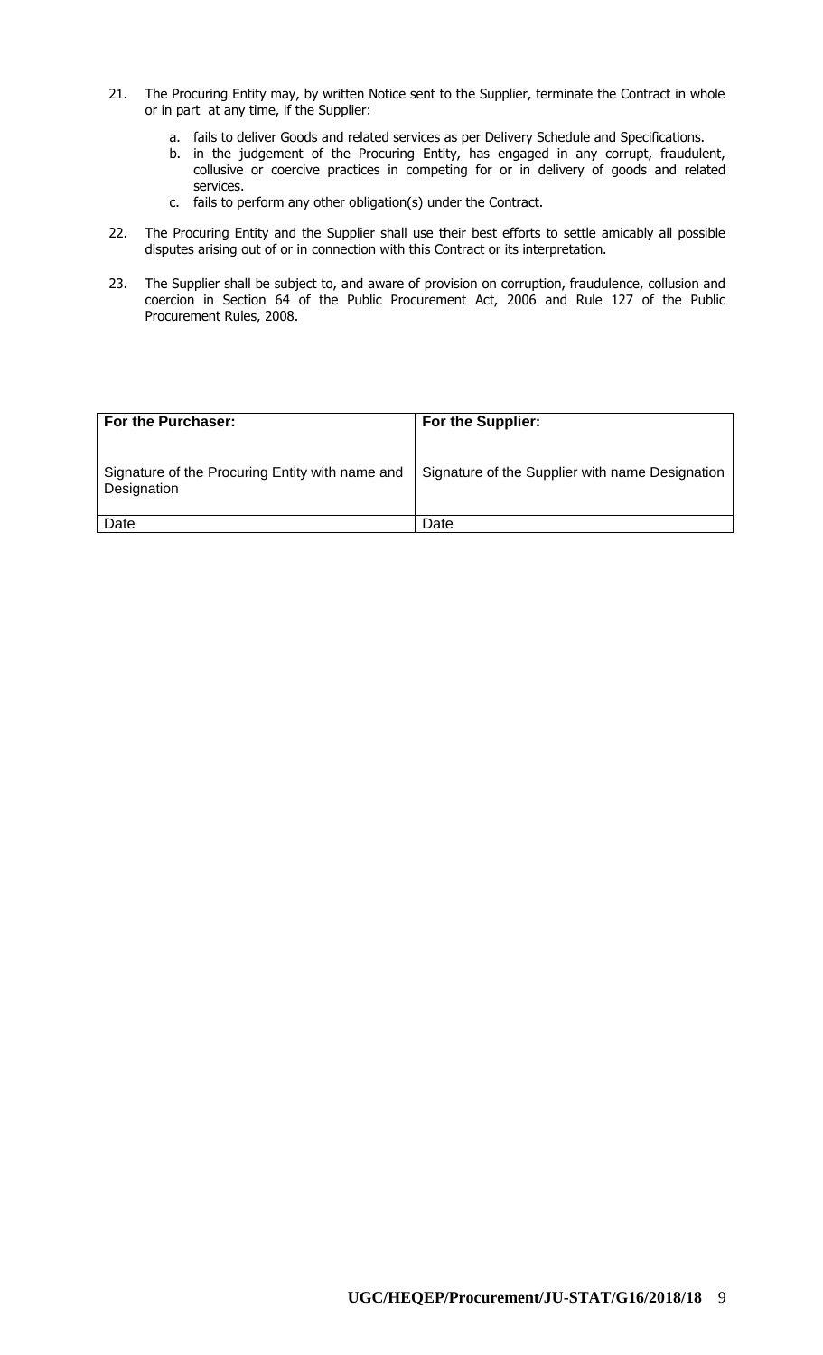21. The Procuring Entity may, by written Notice sent to the Supplier, terminate the Contract in whole or in part at any time, if the Supplier:

    a. fails to deliver Goods and related services as per Delivery Schedule and Specifications.
    b. in the judgement of the Procuring Entity, has engaged in any corrupt, fraudulent, collusive or coercive practices in competing for or in delivery of goods and related services.
    c. fails to perform any other obligation(s) under the Contract.

22. The Procuring Entity and the Supplier shall use their best efforts to settle amicably all possible disputes arising out of or in connection with this Contract or its interpretation.

23. The Supplier shall be subject to, and aware of provision on corruption, fraudulence, collusion and coercion in Section 64 of the Public Procurement Act, 2006 and Rule 127 of the Public Procurement Rules, 2008.

| **For the Purchaser:** | **For the Supplier:** |
|---|---|
| Signature of the Procuring Entity with name and Designation | Signature of the Supplier with name Designation |
| Date | Date |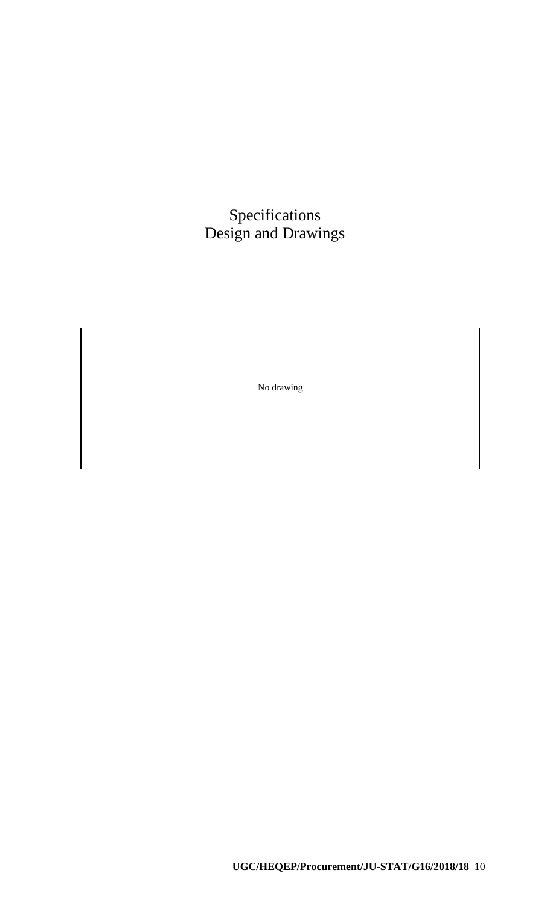# Specifications
# Design and Drawings

No drawing